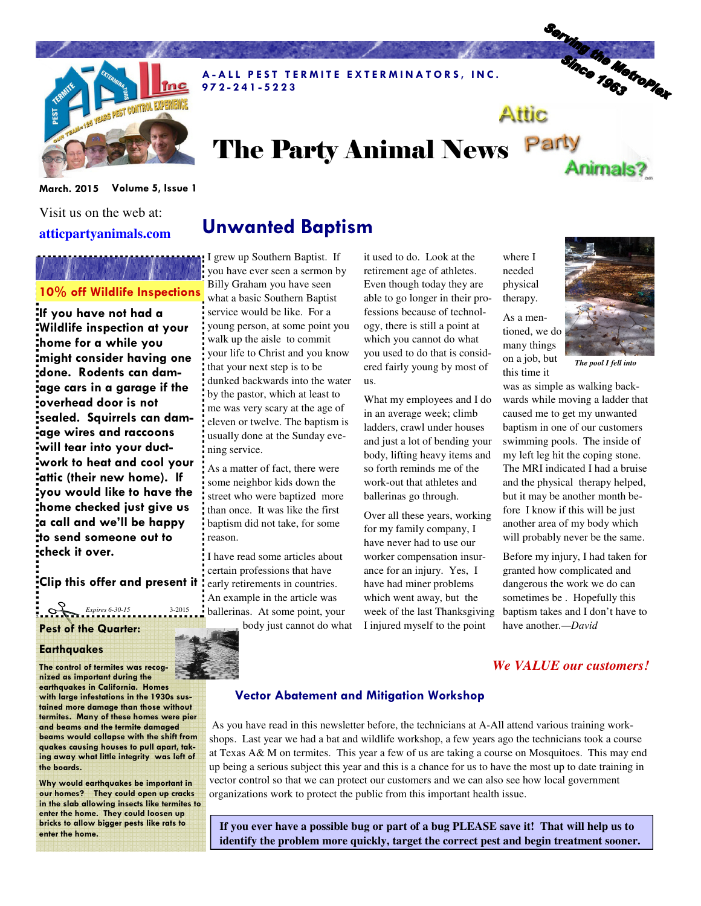**A-ALL PEST TERMITE EXTERMINATORS, INC.**
**972-241-5223**

Serving the MetroPlex Since 1963

# The Party Animal News

Attic Party Animals?

March. 2015 Volume 5, Issue 1

Visit us on the web at:
**atticpartyanimals.com**

## 10% off Wildlife Inspections

**If you have not had a Wildlife inspection at your home for a while you might consider having one done. Rodents can damage cars in a garage if the overhead door is not sealed. Squirrels can damage wires and raccoons will tear into your ductwork to heat and cool your attic (their new home). If you would like to have the home checked just give us a call and we'll be happy to send someone out to check it over.**

**Clip this offer and present it**

*Expires 6-30-15* 3-2015

## Unwanted Baptism

I grew up Southern Baptist. If you have ever seen a sermon by Billy Graham you have seen what a basic Southern Baptist service would be like. For a young person, at some point you walk up the aisle to commit your life to Christ and you know that your next step is to be dunked backwards into the water by the pastor, which at least to me was very scary at the age of eleven or twelve. The baptism is usually done at the Sunday evening service.

As a matter of fact, there were some neighbor kids down the street who were baptized more than once. It was like the first baptism did not take, for some reason.

I have read some articles about certain professions that have early retirements in countries. An example in the article was ballerinas. At some point, your body just cannot do what it used to do. Look at the retirement age of athletes. Even though today they are able to go longer in their professions because of technology, there is still a point at which you cannot do what you used to do that is considered fairly young by most of us.

What my employees and I do in an average week; climb ladders, crawl under houses and just a lot of bending your body, lifting heavy items and so forth reminds me of the work-out that athletes and ballerinas go through.

Over all these years, working for my family company, I have never had to use our worker compensation insurance for an injury. Yes, I have had miner problems which went away, but the week of the last Thanksgiving I injured myself to the point where I needed physical therapy.

*The pool I fell into*

As a mentioned, we do many things on a job, but this time it was as simple as walking backwards while moving a ladder that caused me to get my unwanted baptism in one of our customers swimming pools. The inside of my left leg hit the coping stone. The MRI indicated I had a bruise and the physical therapy helped, but it may be another month before I know if this will be just another area of my body which will probably never be the same.

Before my injury, I had taken for granted how complicated and dangerous the work we do can sometimes be . Hopefully this baptism takes and I don't have to have another.—*David*

### Pest of the Quarter:

### Earthquakes

**The control of termites was recognized as important during the earthquakes in California. Homes with large infestations in the 1930s sustained more damage than those without termites. Many of these homes were pier and beams and the termite damaged beams would collapse with the shift from quakes causing houses to pull apart, taking away what little integrity was left of the boards.**

**Why would earthquakes be important in our homes? They could open up cracks in the slab allowing insects like termites to enter the home. They could loosen up bricks to allow bigger pests like rats to enter the home.**

***We VALUE our customers!***

### Vector Abatement and Mitigation Workshop

As you have read in this newsletter before, the technicians at A-All attend various training workshops. Last year we had a bat and wildlife workshop, a few years ago the technicians took a course at Texas A& M on termites. This year a few of us are taking a course on Mosquitoes. This may end up being a serious subject this year and this is a chance for us to have the most up to date training in vector control so that we can protect our customers and we can also see how local government organizations work to protect the public from this important health issue.

**If you ever have a possible bug or part of a bug PLEASE save it! That will help us to identify the problem more quickly, target the correct pest and begin treatment sooner.**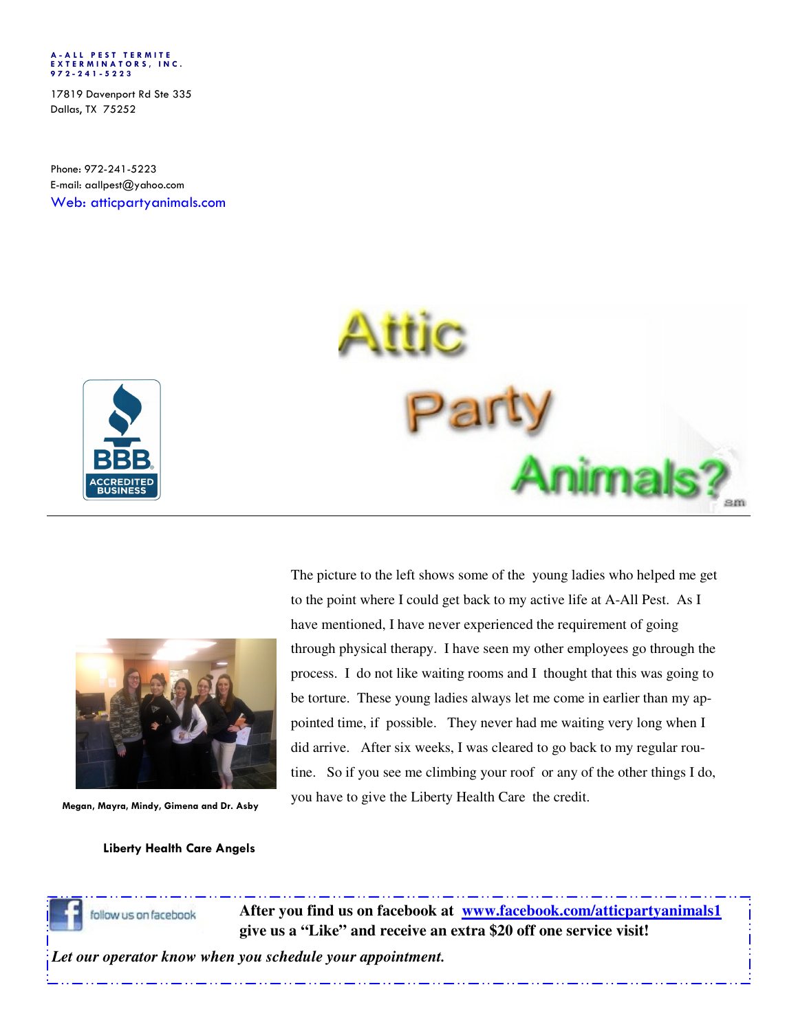**A-ALL PEST TERMITE EXTERMINATORS, INC.**
**972-241-5223**

17819 Davenport Rd Ste 335
Dallas, TX 75252

Phone: 972-241-5223
E-mail: aallpest@yahoo.com
Web: atticpartyanimals.com

# Attic Party Animals?

The picture to the left shows some of the young ladies who helped me get to the point where I could get back to my active life at A-All Pest. As I have mentioned, I have never experienced the requirement of going through physical therapy. I have seen my other employees go through the process. I do not like waiting rooms and I thought that this was going to be torture. These young ladies always let me come in earlier than my appointed time, if possible. They never had me waiting very long when I did arrive. After six weeks, I was cleared to go back to my regular routine. So if you see me climbing your roof or any of the other things I do, you have to give the Liberty Health Care the credit.

**Megan, Mayra, Mindy, Gimena and Dr. Asby**

**Liberty Health Care Angels**

follow us on facebook

**After you find us on facebook at www.facebook.com/atticpartyanimals1 give us a "Like" and receive an extra $20 off one service visit!**

***Let our operator know when you schedule your appointment.***